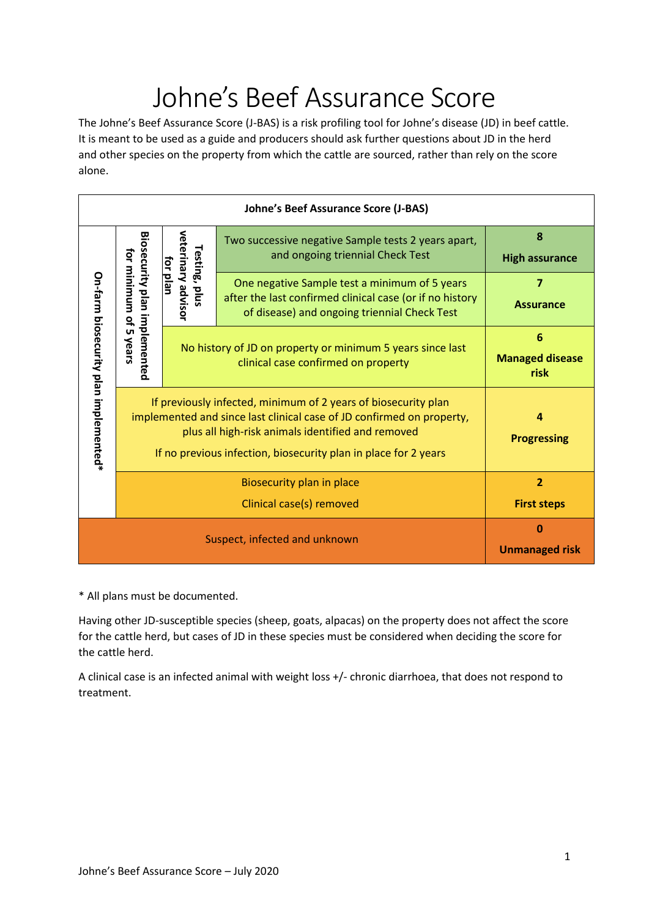# Johne's Beef Assurance Score

The Johne's Beef Assurance Score (J-BAS) is a risk profiling tool for Johne's disease (JD) in beef cattle. It is meant to be used as a guide and producers should ask further questions about JD in the herd and other species on the property from which the cattle are sourced, rather than rely on the score alone.

| Johne's Beef Assurance Score (J-BAS) | | | | |
|---|---|---|---|---|
| On-farm biosecurity plan implemented* | Biosecurity plan implemented for minimum of 5 years | Testing, plus veterinary advisor for plan | Two successive negative Sample tests 2 years apart, and ongoing triennial Check Test | **8** **High assurance** |
| | | | One negative Sample test a minimum of 5 years after the last confirmed clinical case (or if no history of disease) and ongoing triennial Check Test | **7** **Assurance** |
| | | No history of JD on property or minimum 5 years since last clinical case confirmed on property | | **6** **Managed disease risk** |
| | If previously infected, minimum of 2 years of biosecurity plan implemented and since last clinical case of JD confirmed on property, plus all high-risk animals identified and removed. If no previous infection, biosecurity plan in place for 2 years | | | **4** **Progressing** |
| | Biosecurity plan in place. Clinical case(s) removed | | | **2** **First steps** |
| Suspect, infected and unknown | | | | **0** **Unmanaged risk** |

\* All plans must be documented.

Having other JD-susceptible species (sheep, goats, alpacas) on the property does not affect the score for the cattle herd, but cases of JD in these species must be considered when deciding the score for the cattle herd.

A clinical case is an infected animal with weight loss +/- chronic diarrhoea, that does not respond to treatment.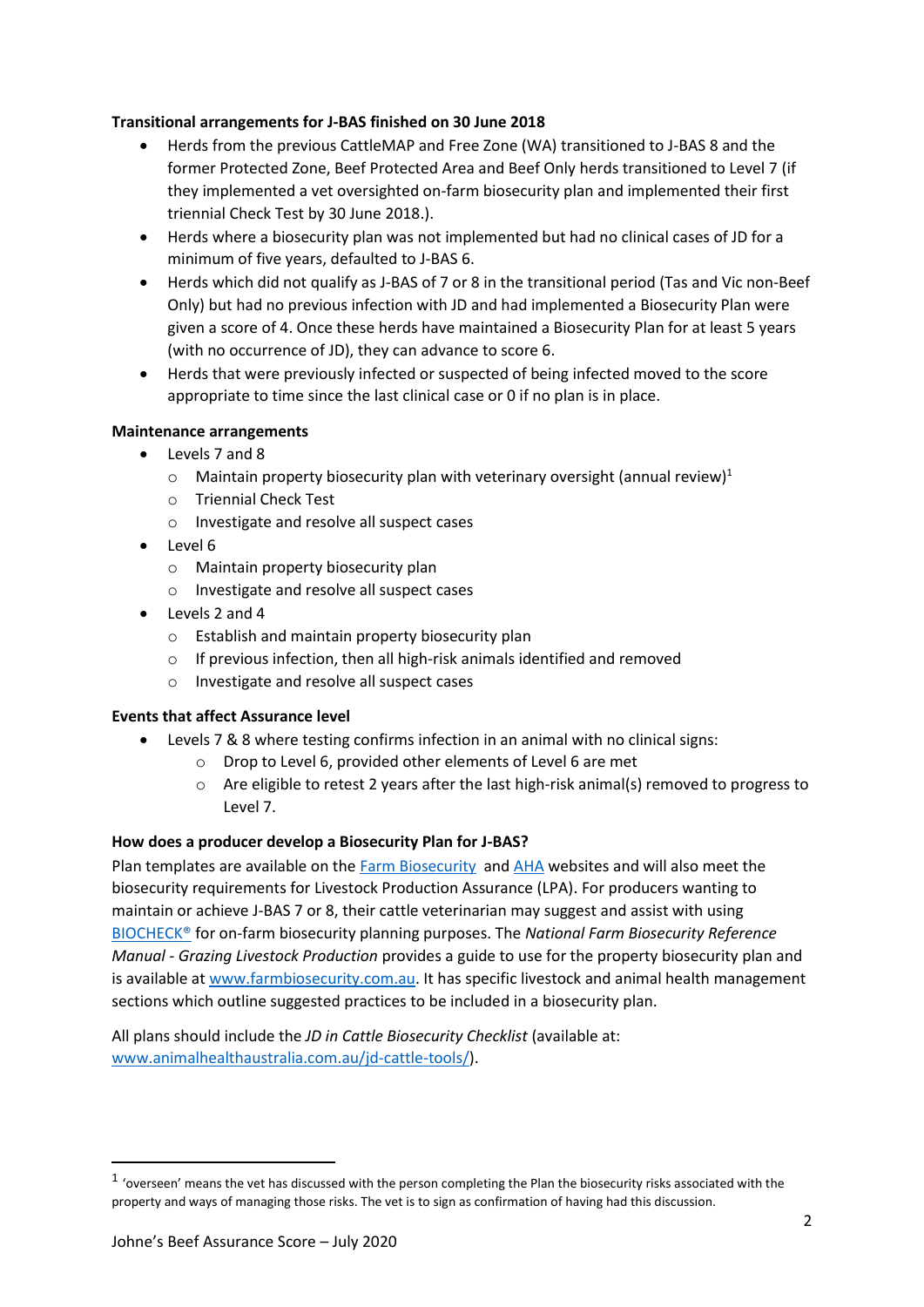**Transitional arrangements for J-BAS finished on 30 June 2018**

- Herds from the previous CattleMAP and Free Zone (WA) transitioned to J-BAS 8 and the former Protected Zone, Beef Protected Area and Beef Only herds transitioned to Level 7 (if they implemented a vet oversighted on-farm biosecurity plan and implemented their first triennial Check Test by 30 June 2018.).
- Herds where a biosecurity plan was not implemented but had no clinical cases of JD for a minimum of five years, defaulted to J-BAS 6.
- Herds which did not qualify as J-BAS of 7 or 8 in the transitional period (Tas and Vic non-Beef Only) but had no previous infection with JD and had implemented a Biosecurity Plan were given a score of 4. Once these herds have maintained a Biosecurity Plan for at least 5 years (with no occurrence of JD), they can advance to score 6.
- Herds that were previously infected or suspected of being infected moved to the score appropriate to time since the last clinical case or 0 if no plan is in place.

**Maintenance arrangements**

- Levels 7 and 8
  - Maintain property biosecurity plan with veterinary oversight (annual review)[1]
  - Triennial Check Test
  - Investigate and resolve all suspect cases
- Level 6
  - Maintain property biosecurity plan
  - Investigate and resolve all suspect cases
- Levels 2 and 4
  - Establish and maintain property biosecurity plan
  - If previous infection, then all high-risk animals identified and removed
  - Investigate and resolve all suspect cases

**Events that affect Assurance level**

- Levels 7 & 8 where testing confirms infection in an animal with no clinical signs:
  - Drop to Level 6, provided other elements of Level 6 are met
  - Are eligible to retest 2 years after the last high-risk animal(s) removed to progress to Level 7.

**How does a producer develop a Biosecurity Plan for J-BAS?**

Plan templates are available on the Farm Biosecurity and AHA websites and will also meet the biosecurity requirements for Livestock Production Assurance (LPA). For producers wanting to maintain or achieve J-BAS 7 or 8, their cattle veterinarian may suggest and assist with using BIOCHECK® for on-farm biosecurity planning purposes. The *National Farm Biosecurity Reference Manual - Grazing Livestock Production* provides a guide to use for the property biosecurity plan and is available at www.farmbiosecurity.com.au. It has specific livestock and animal health management sections which outline suggested practices to be included in a biosecurity plan.

All plans should include the *JD in Cattle Biosecurity Checklist* (available at: www.animalhealthaustralia.com.au/jd-cattle-tools/).

[1] 'overseen' means the vet has discussed with the person completing the Plan the biosecurity risks associated with the property and ways of managing those risks. The vet is to sign as confirmation of having had this discussion.